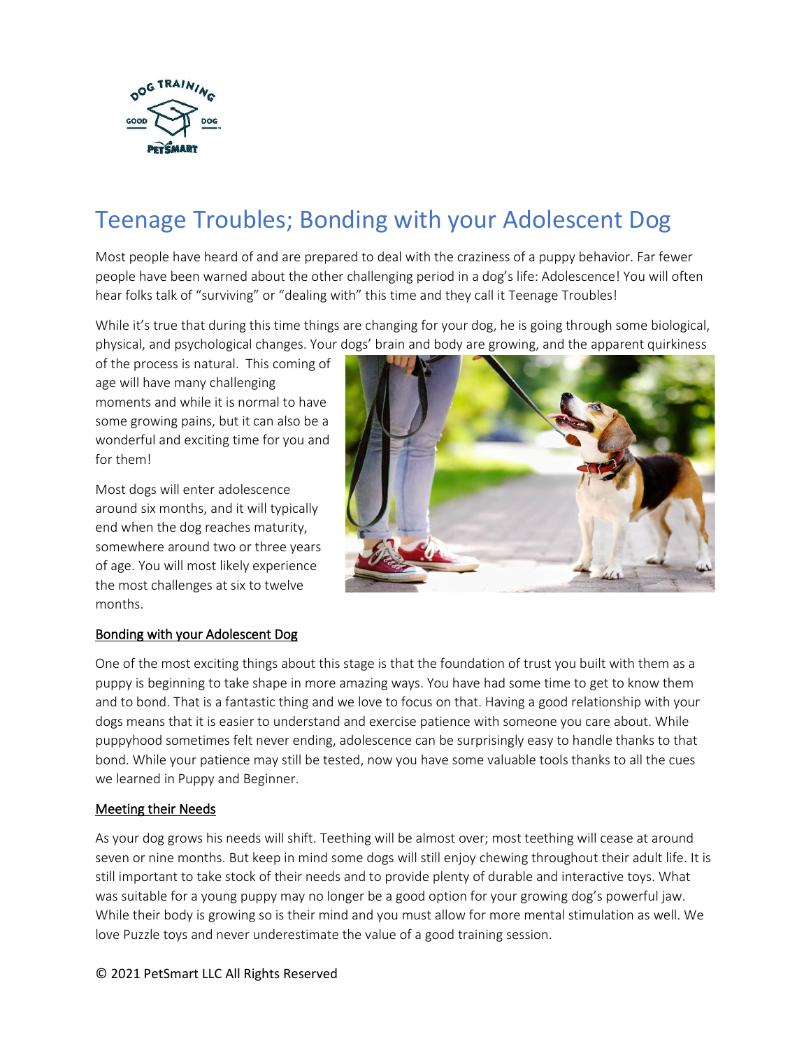# Teenage Troubles; Bonding with your Adolescent Dog

Most people have heard of and are prepared to deal with the craziness of a puppy behavior. Far fewer people have been warned about the other challenging period in a dog's life: Adolescence! You will often hear folks talk of "surviving" or "dealing with" this time and they call it Teenage Troubles!

While it's true that during this time things are changing for your dog, he is going through some biological, physical, and psychological changes. Your dogs' brain and body are growing, and the apparent quirkiness of the process is natural. This coming of age will have many challenging moments and while it is normal to have some growing pains, but it can also be a wonderful and exciting time for you and for them!

Most dogs will enter adolescence around six months, and it will typically end when the dog reaches maturity, somewhere around two or three years of age. You will most likely experience the most challenges at six to twelve months.

## Bonding with your Adolescent Dog

One of the most exciting things about this stage is that the foundation of trust you built with them as a puppy is beginning to take shape in more amazing ways. You have had some time to get to know them and to bond. That is a fantastic thing and we love to focus on that. Having a good relationship with your dogs means that it is easier to understand and exercise patience with someone you care about. While puppyhood sometimes felt never ending, adolescence can be surprisingly easy to handle thanks to that bond. While your patience may still be tested, now you have some valuable tools thanks to all the cues we learned in Puppy and Beginner.

## Meeting their Needs

As your dog grows his needs will shift. Teething will be almost over; most teething will cease at around seven or nine months. But keep in mind some dogs will still enjoy chewing throughout their adult life. It is still important to take stock of their needs and to provide plenty of durable and interactive toys. What was suitable for a young puppy may no longer be a good option for your growing dog's powerful jaw. While their body is growing so is their mind and you must allow for more mental stimulation as well. We love Puzzle toys and never underestimate the value of a good training session.

© 2021 PetSmart LLC All Rights Reserved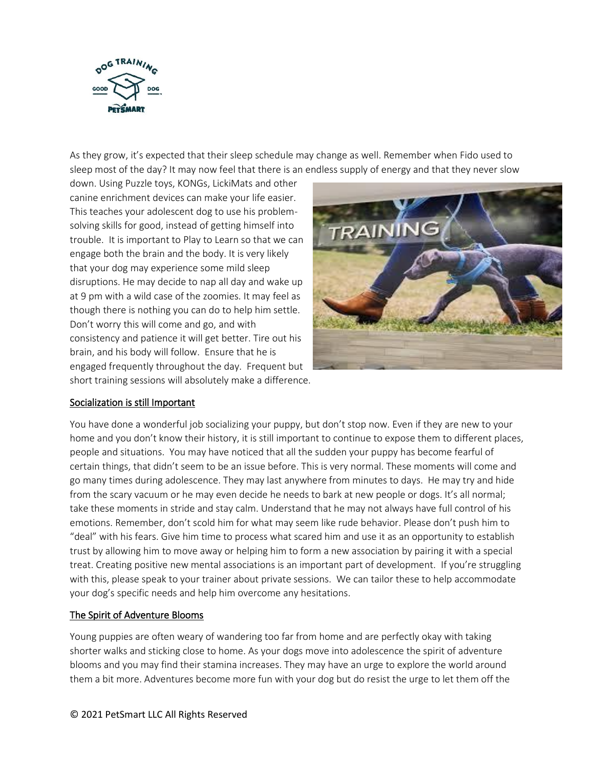As they grow, it's expected that their sleep schedule may change as well. Remember when Fido used to sleep most of the day? It may now feel that there is an endless supply of energy and that they never slow down. Using Puzzle toys, KONGs, LickiMats and other canine enrichment devices can make your life easier. This teaches your adolescent dog to use his problem-solving skills for good, instead of getting himself into trouble. It is important to Play to Learn so that we can engage both the brain and the body. It is very likely that your dog may experience some mild sleep disruptions. He may decide to nap all day and wake up at 9 pm with a wild case of the zoomies. It may feel as though there is nothing you can do to help him settle. Don't worry this will come and go, and with consistency and patience it will get better. Tire out his brain, and his body will follow. Ensure that he is engaged frequently throughout the day. Frequent but short training sessions will absolutely make a difference.

## Socialization is still Important

You have done a wonderful job socializing your puppy, but don't stop now. Even if they are new to your home and you don't know their history, it is still important to continue to expose them to different places, people and situations. You may have noticed that all the sudden your puppy has become fearful of certain things, that didn't seem to be an issue before. This is very normal. These moments will come and go many times during adolescence. They may last anywhere from minutes to days. He may try and hide from the scary vacuum or he may even decide he needs to bark at new people or dogs. It's all normal; take these moments in stride and stay calm. Understand that he may not always have full control of his emotions. Remember, don't scold him for what may seem like rude behavior. Please don't push him to "deal" with his fears. Give him time to process what scared him and use it as an opportunity to establish trust by allowing him to move away or helping him to form a new association by pairing it with a special treat. Creating positive new mental associations is an important part of development. If you're struggling with this, please speak to your trainer about private sessions. We can tailor these to help accommodate your dog's specific needs and help him overcome any hesitations.

## The Spirit of Adventure Blooms

Young puppies are often weary of wandering too far from home and are perfectly okay with taking shorter walks and sticking close to home. As your dogs move into adolescence the spirit of adventure blooms and you may find their stamina increases. They may have an urge to explore the world around them a bit more. Adventures become more fun with your dog but do resist the urge to let them off the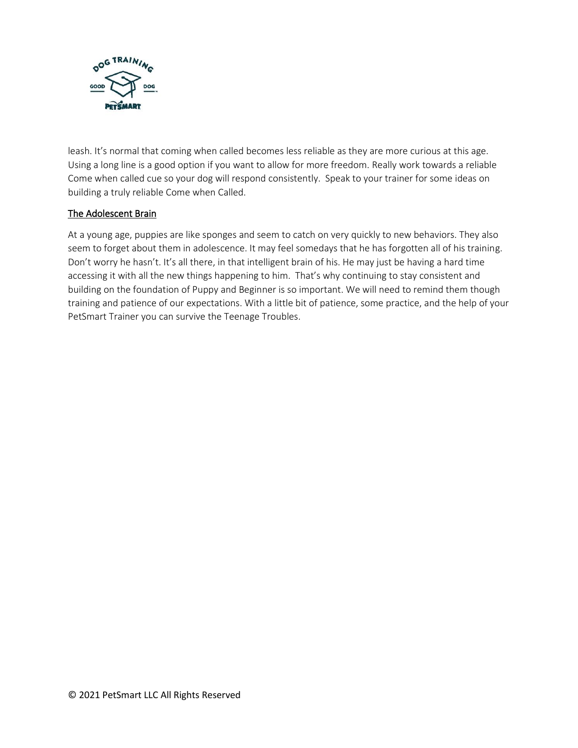leash. It's normal that coming when called becomes less reliable as they are more curious at this age. Using a long line is a good option if you want to allow for more freedom. Really work towards a reliable Come when called cue so your dog will respond consistently. Speak to your trainer for some ideas on building a truly reliable Come when Called.

## The Adolescent Brain

At a young age, puppies are like sponges and seem to catch on very quickly to new behaviors. They also seem to forget about them in adolescence. It may feel somedays that he has forgotten all of his training. Don't worry he hasn't. It's all there, in that intelligent brain of his. He may just be having a hard time accessing it with all the new things happening to him. That's why continuing to stay consistent and building on the foundation of Puppy and Beginner is so important. We will need to remind them though training and patience of our expectations. With a little bit of patience, some practice, and the help of your PetSmart Trainer you can survive the Teenage Troubles.

© 2021 PetSmart LLC All Rights Reserved